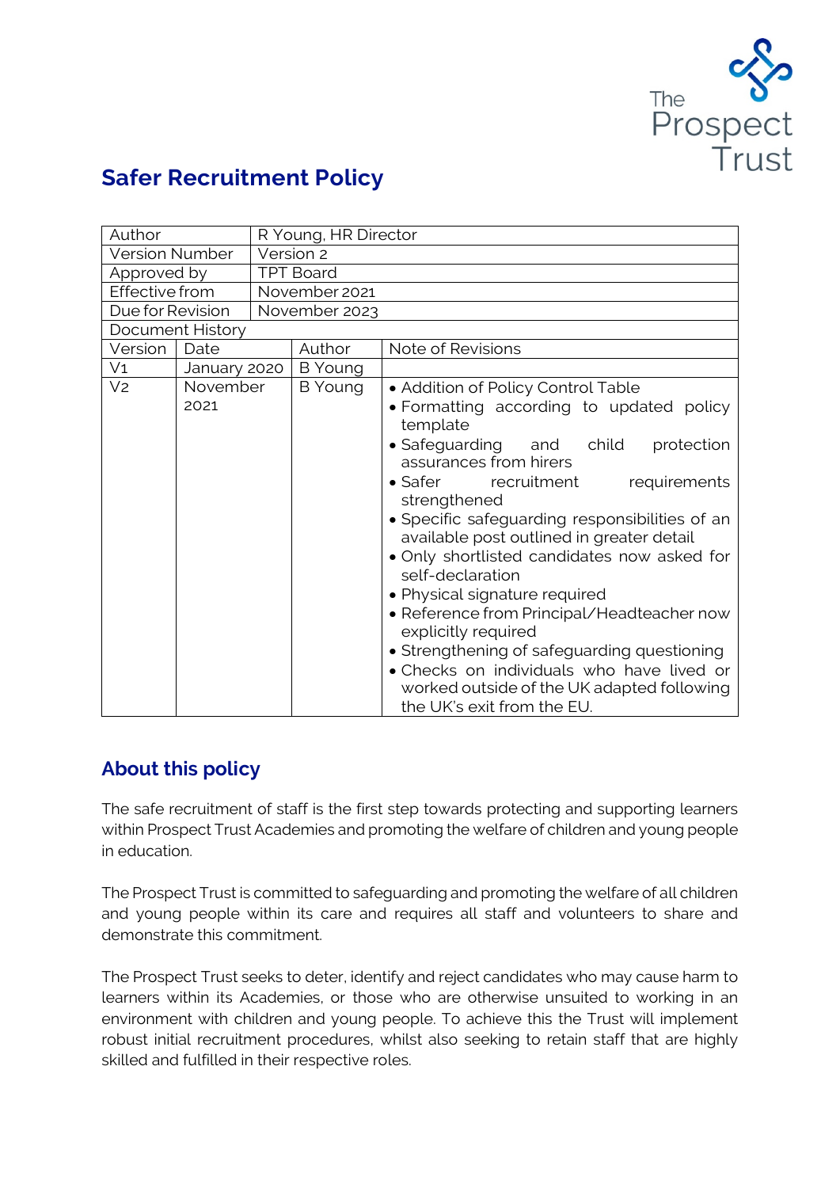# Safer Recruitment Policy

| Author | R Young, HR Director | | |
|---|---|---|---|
| Version Number | Version 2 | | |
| Approved by | TPT Board | | |
| Effective from | November 2021 | | |
| Due for Revision | November 2023 | | |
| Document History | | | |
| Version | Date | Author | Note of Revisions |
| V1 | January 2020 | B Young | |
| V2 | November 2021 | B Young | • Addition of Policy Control Table<br>• Formatting according to updated policy template<br>• Safeguarding and child protection assurances from hirers<br>• Safer recruitment requirements strengthened<br>• Specific safeguarding responsibilities of an available post outlined in greater detail<br>• Only shortlisted candidates now asked for self-declaration<br>• Physical signature required<br>• Reference from Principal/Headteacher now explicitly required<br>• Strengthening of safeguarding questioning<br>• Checks on individuals who have lived or worked outside of the UK adapted following the UK's exit from the EU. |

## About this policy

The safe recruitment of staff is the first step towards protecting and supporting learners within Prospect Trust Academies and promoting the welfare of children and young people in education.

The Prospect Trust is committed to safeguarding and promoting the welfare of all children and young people within its care and requires all staff and volunteers to share and demonstrate this commitment.

The Prospect Trust seeks to deter, identify and reject candidates who may cause harm to learners within its Academies, or those who are otherwise unsuited to working in an environment with children and young people. To achieve this the Trust will implement robust initial recruitment procedures, whilst also seeking to retain staff that are highly skilled and fulfilled in their respective roles.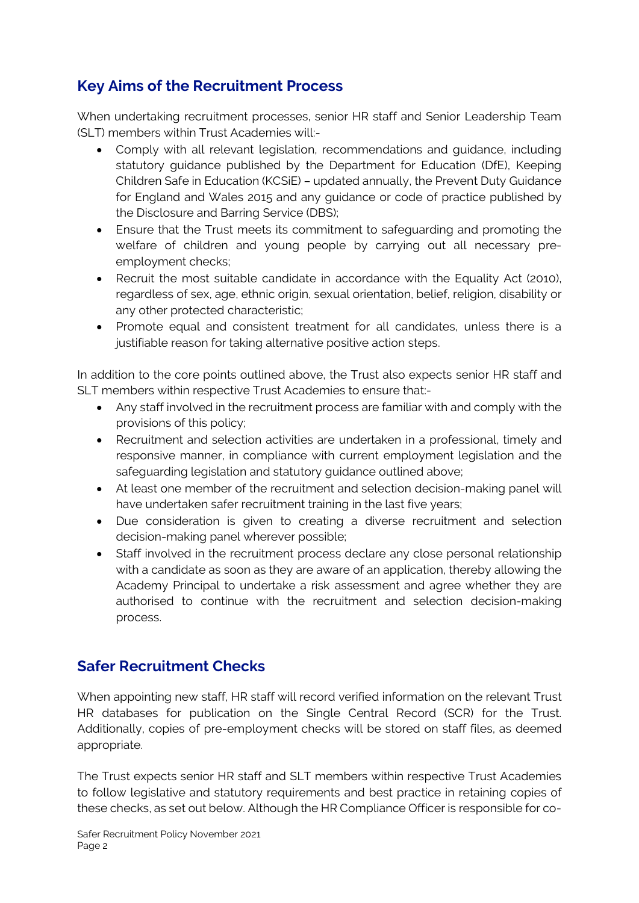## Key Aims of the Recruitment Process

When undertaking recruitment processes, senior HR staff and Senior Leadership Team (SLT) members within Trust Academies will:-

- Comply with all relevant legislation, recommendations and guidance, including statutory guidance published by the Department for Education (DfE), Keeping Children Safe in Education (KCSiE) – updated annually, the Prevent Duty Guidance for England and Wales 2015 and any guidance or code of practice published by the Disclosure and Barring Service (DBS);
- Ensure that the Trust meets its commitment to safeguarding and promoting the welfare of children and young people by carrying out all necessary pre-employment checks;
- Recruit the most suitable candidate in accordance with the Equality Act (2010), regardless of sex, age, ethnic origin, sexual orientation, belief, religion, disability or any other protected characteristic;
- Promote equal and consistent treatment for all candidates, unless there is a justifiable reason for taking alternative positive action steps.

In addition to the core points outlined above, the Trust also expects senior HR staff and SLT members within respective Trust Academies to ensure that:-

- Any staff involved in the recruitment process are familiar with and comply with the provisions of this policy;
- Recruitment and selection activities are undertaken in a professional, timely and responsive manner, in compliance with current employment legislation and the safeguarding legislation and statutory guidance outlined above;
- At least one member of the recruitment and selection decision-making panel will have undertaken safer recruitment training in the last five years;
- Due consideration is given to creating a diverse recruitment and selection decision-making panel wherever possible;
- Staff involved in the recruitment process declare any close personal relationship with a candidate as soon as they are aware of an application, thereby allowing the Academy Principal to undertake a risk assessment and agree whether they are authorised to continue with the recruitment and selection decision-making process.

## Safer Recruitment Checks

When appointing new staff, HR staff will record verified information on the relevant Trust HR databases for publication on the Single Central Record (SCR) for the Trust. Additionally, copies of pre-employment checks will be stored on staff files, as deemed appropriate.

The Trust expects senior HR staff and SLT members within respective Trust Academies to follow legislative and statutory requirements and best practice in retaining copies of these checks, as set out below. Although the HR Compliance Officer is responsible for co-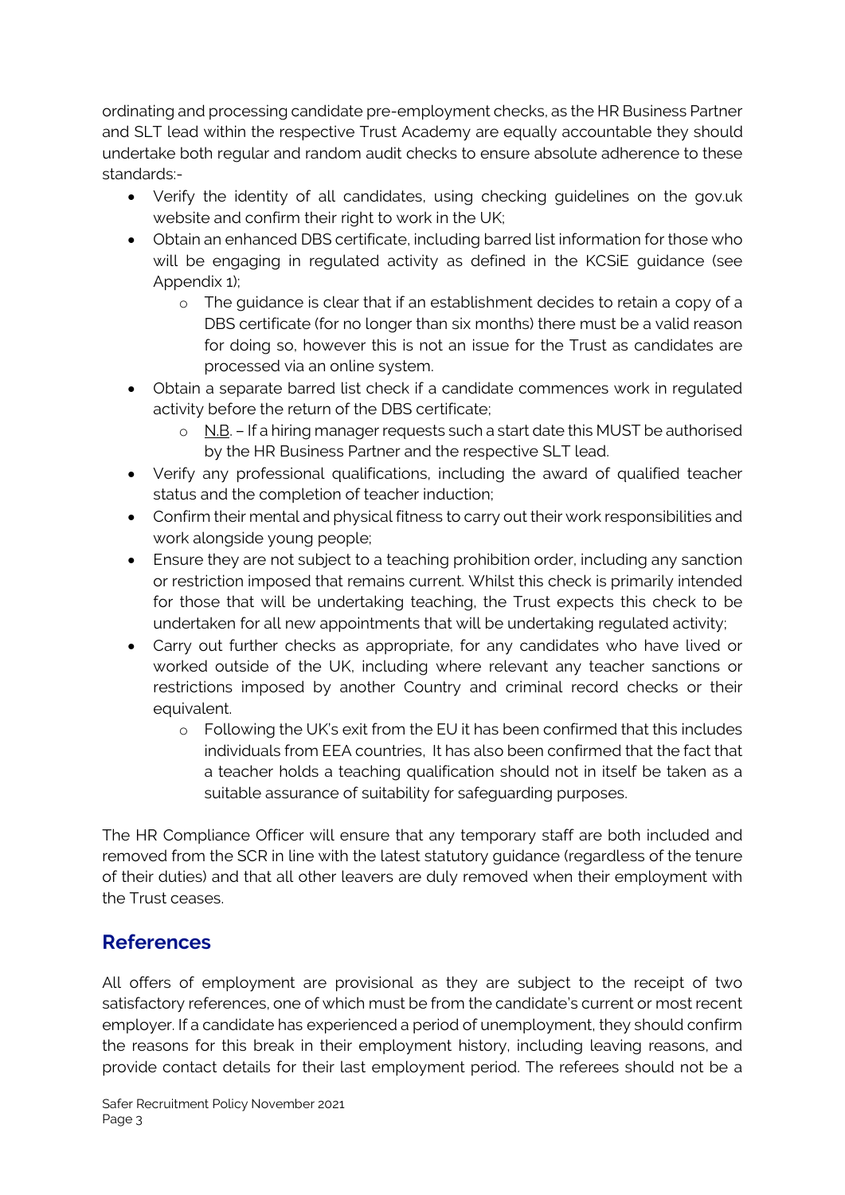ordinating and processing candidate pre-employment checks, as the HR Business Partner and SLT lead within the respective Trust Academy are equally accountable they should undertake both regular and random audit checks to ensure absolute adherence to these standards:-

- Verify the identity of all candidates, using checking guidelines on the gov.uk website and confirm their right to work in the UK;
- Obtain an enhanced DBS certificate, including barred list information for those who will be engaging in regulated activity as defined in the KCSiE guidance (see Appendix 1);
    - The guidance is clear that if an establishment decides to retain a copy of a DBS certificate (for no longer than six months) there must be a valid reason for doing so, however this is not an issue for the Trust as candidates are processed via an online system.
- Obtain a separate barred list check if a candidate commences work in regulated activity before the return of the DBS certificate;
    - N.B. – If a hiring manager requests such a start date this MUST be authorised by the HR Business Partner and the respective SLT lead.
- Verify any professional qualifications, including the award of qualified teacher status and the completion of teacher induction;
- Confirm their mental and physical fitness to carry out their work responsibilities and work alongside young people;
- Ensure they are not subject to a teaching prohibition order, including any sanction or restriction imposed that remains current. Whilst this check is primarily intended for those that will be undertaking teaching, the Trust expects this check to be undertaken for all new appointments that will be undertaking regulated activity;
- Carry out further checks as appropriate, for any candidates who have lived or worked outside of the UK, including where relevant any teacher sanctions or restrictions imposed by another Country and criminal record checks or their equivalent.
    - Following the UK's exit from the EU it has been confirmed that this includes individuals from EEA countries, It has also been confirmed that the fact that a teacher holds a teaching qualification should not in itself be taken as a suitable assurance of suitability for safeguarding purposes.

The HR Compliance Officer will ensure that any temporary staff are both included and removed from the SCR in line with the latest statutory guidance (regardless of the tenure of their duties) and that all other leavers are duly removed when their employment with the Trust ceases.

## References

All offers of employment are provisional as they are subject to the receipt of two satisfactory references, one of which must be from the candidate's current or most recent employer. If a candidate has experienced a period of unemployment, they should confirm the reasons for this break in their employment history, including leaving reasons, and provide contact details for their last employment period. The referees should not be a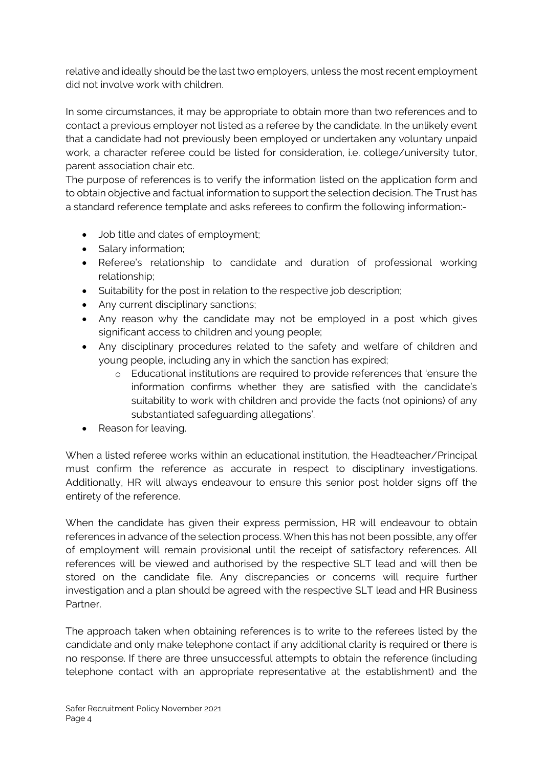relative and ideally should be the last two employers, unless the most recent employment did not involve work with children.

In some circumstances, it may be appropriate to obtain more than two references and to contact a previous employer not listed as a referee by the candidate. In the unlikely event that a candidate had not previously been employed or undertaken any voluntary unpaid work, a character referee could be listed for consideration, i.e. college/university tutor, parent association chair etc.

The purpose of references is to verify the information listed on the application form and to obtain objective and factual information to support the selection decision. The Trust has a standard reference template and asks referees to confirm the following information:-

- Job title and dates of employment;
- Salary information;
- Referee's relationship to candidate and duration of professional working relationship;
- Suitability for the post in relation to the respective job description;
- Any current disciplinary sanctions;
- Any reason why the candidate may not be employed in a post which gives significant access to children and young people;
- Any disciplinary procedures related to the safety and welfare of children and young people, including any in which the sanction has expired;
  - Educational institutions are required to provide references that 'ensure the information confirms whether they are satisfied with the candidate's suitability to work with children and provide the facts (not opinions) of any substantiated safeguarding allegations'.
- Reason for leaving.

When a listed referee works within an educational institution, the Headteacher/Principal must confirm the reference as accurate in respect to disciplinary investigations. Additionally, HR will always endeavour to ensure this senior post holder signs off the entirety of the reference.

When the candidate has given their express permission, HR will endeavour to obtain references in advance of the selection process. When this has not been possible, any offer of employment will remain provisional until the receipt of satisfactory references. All references will be viewed and authorised by the respective SLT lead and will then be stored on the candidate file. Any discrepancies or concerns will require further investigation and a plan should be agreed with the respective SLT lead and HR Business Partner.

The approach taken when obtaining references is to write to the referees listed by the candidate and only make telephone contact if any additional clarity is required or there is no response. If there are three unsuccessful attempts to obtain the reference (including telephone contact with an appropriate representative at the establishment) and the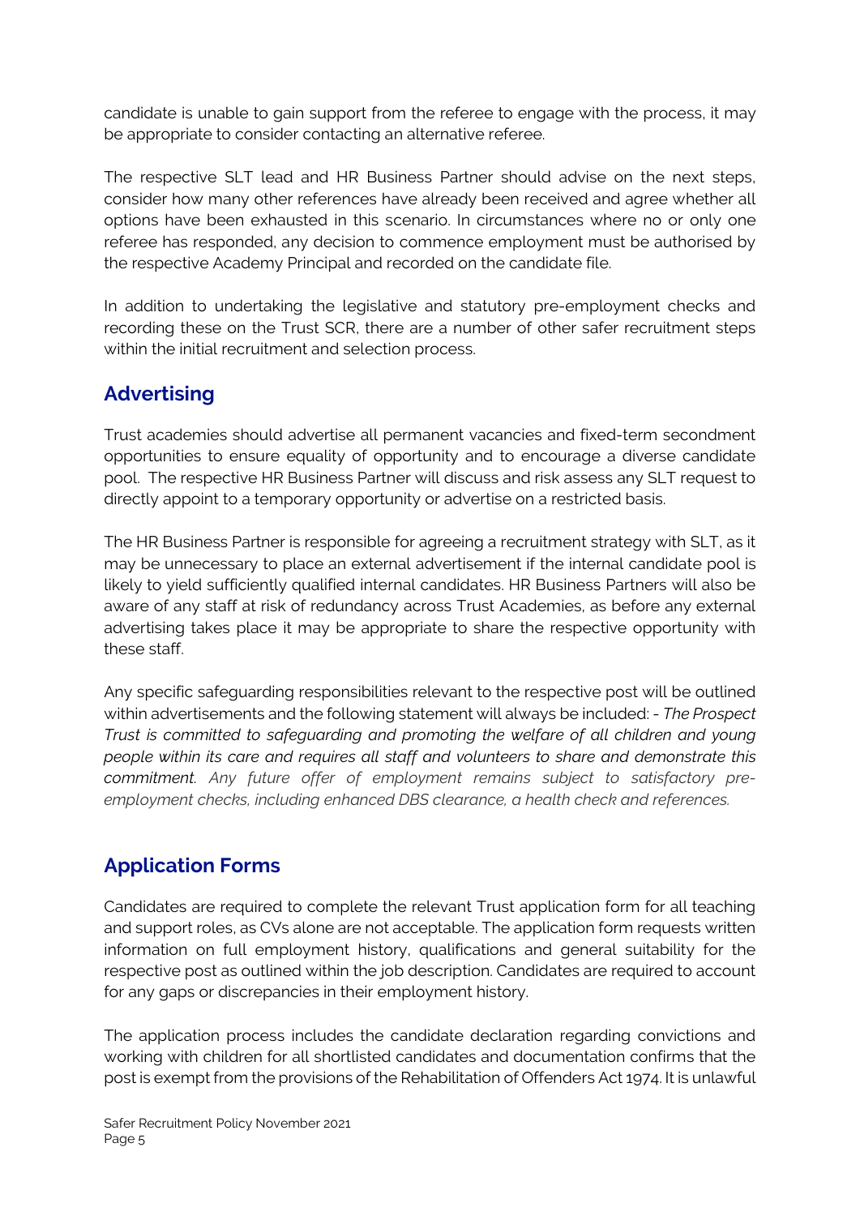candidate is unable to gain support from the referee to engage with the process, it may be appropriate to consider contacting an alternative referee.

The respective SLT lead and HR Business Partner should advise on the next steps, consider how many other references have already been received and agree whether all options have been exhausted in this scenario. In circumstances where no or only one referee has responded, any decision to commence employment must be authorised by the respective Academy Principal and recorded on the candidate file.

In addition to undertaking the legislative and statutory pre-employment checks and recording these on the Trust SCR, there are a number of other safer recruitment steps within the initial recruitment and selection process.

## Advertising

Trust academies should advertise all permanent vacancies and fixed-term secondment opportunities to ensure equality of opportunity and to encourage a diverse candidate pool. The respective HR Business Partner will discuss and risk assess any SLT request to directly appoint to a temporary opportunity or advertise on a restricted basis.

The HR Business Partner is responsible for agreeing a recruitment strategy with SLT, as it may be unnecessary to place an external advertisement if the internal candidate pool is likely to yield sufficiently qualified internal candidates. HR Business Partners will also be aware of any staff at risk of redundancy across Trust Academies, as before any external advertising takes place it may be appropriate to share the respective opportunity with these staff.

Any specific safeguarding responsibilities relevant to the respective post will be outlined within advertisements and the following statement will always be included: - *The Prospect Trust is committed to safeguarding and promoting the welfare of all children and young people within its care and requires all staff and volunteers to share and demonstrate this commitment. Any future offer of employment remains subject to satisfactory pre-employment checks, including enhanced DBS clearance, a health check and references.*

## Application Forms

Candidates are required to complete the relevant Trust application form for all teaching and support roles, as CVs alone are not acceptable. The application form requests written information on full employment history, qualifications and general suitability for the respective post as outlined within the job description. Candidates are required to account for any gaps or discrepancies in their employment history.

The application process includes the candidate declaration regarding convictions and working with children for all shortlisted candidates and documentation confirms that the post is exempt from the provisions of the Rehabilitation of Offenders Act 1974. It is unlawful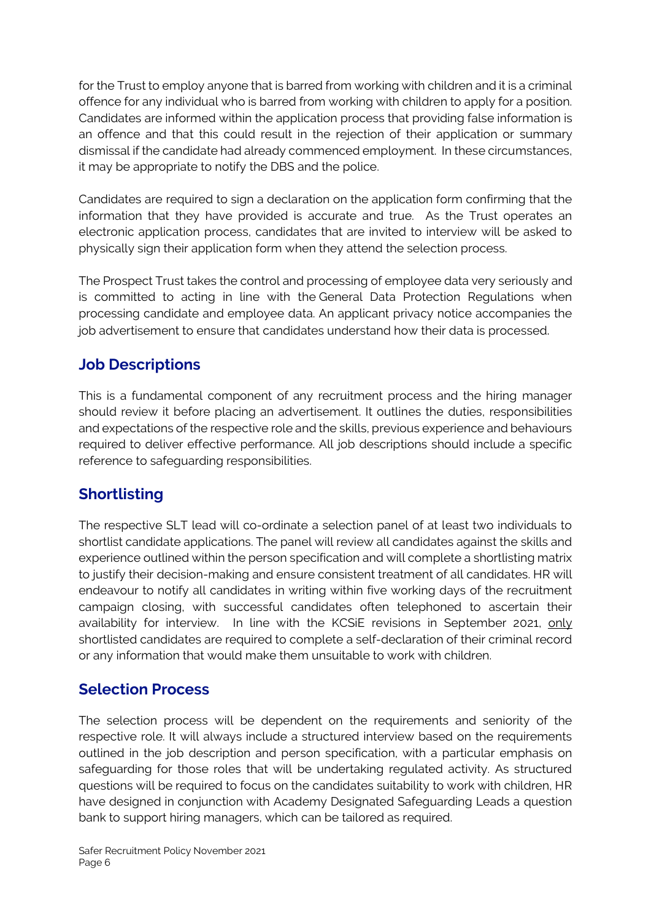for the Trust to employ anyone that is barred from working with children and it is a criminal offence for any individual who is barred from working with children to apply for a position. Candidates are informed within the application process that providing false information is an offence and that this could result in the rejection of their application or summary dismissal if the candidate had already commenced employment. In these circumstances, it may be appropriate to notify the DBS and the police.

Candidates are required to sign a declaration on the application form confirming that the information that they have provided is accurate and true. As the Trust operates an electronic application process, candidates that are invited to interview will be asked to physically sign their application form when they attend the selection process.

The Prospect Trust takes the control and processing of employee data very seriously and is committed to acting in line with the General Data Protection Regulations when processing candidate and employee data. An applicant privacy notice accompanies the job advertisement to ensure that candidates understand how their data is processed.

## Job Descriptions

This is a fundamental component of any recruitment process and the hiring manager should review it before placing an advertisement. It outlines the duties, responsibilities and expectations of the respective role and the skills, previous experience and behaviours required to deliver effective performance. All job descriptions should include a specific reference to safeguarding responsibilities.

## Shortlisting

The respective SLT lead will co-ordinate a selection panel of at least two individuals to shortlist candidate applications. The panel will review all candidates against the skills and experience outlined within the person specification and will complete a shortlisting matrix to justify their decision-making and ensure consistent treatment of all candidates. HR will endeavour to notify all candidates in writing within five working days of the recruitment campaign closing, with successful candidates often telephoned to ascertain their availability for interview. In line with the KCSiE revisions in September 2021, <u>only</u> shortlisted candidates are required to complete a self-declaration of their criminal record or any information that would make them unsuitable to work with children.

## Selection Process

The selection process will be dependent on the requirements and seniority of the respective role. It will always include a structured interview based on the requirements outlined in the job description and person specification, with a particular emphasis on safeguarding for those roles that will be undertaking regulated activity. As structured questions will be required to focus on the candidates suitability to work with children, HR have designed in conjunction with Academy Designated Safeguarding Leads a question bank to support hiring managers, which can be tailored as required.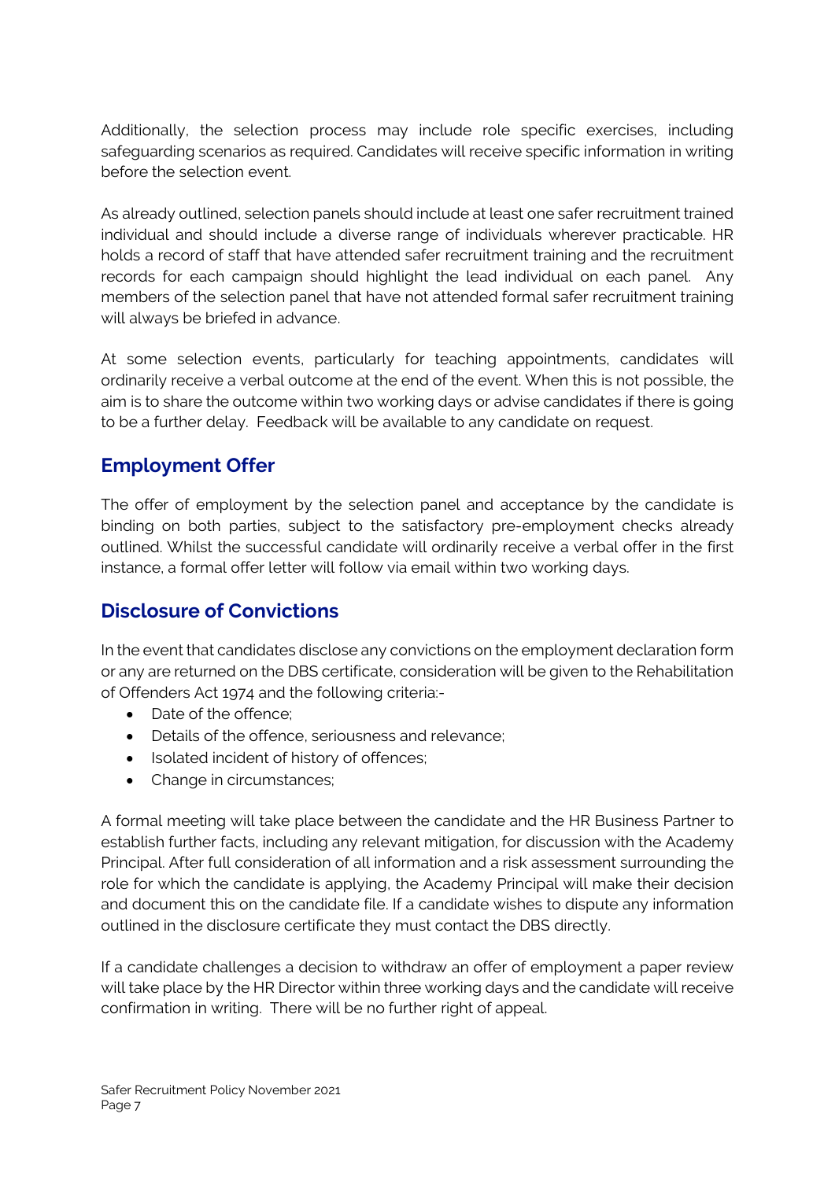Additionally, the selection process may include role specific exercises, including safeguarding scenarios as required. Candidates will receive specific information in writing before the selection event.

As already outlined, selection panels should include at least one safer recruitment trained individual and should include a diverse range of individuals wherever practicable. HR holds a record of staff that have attended safer recruitment training and the recruitment records for each campaign should highlight the lead individual on each panel. Any members of the selection panel that have not attended formal safer recruitment training will always be briefed in advance.

At some selection events, particularly for teaching appointments, candidates will ordinarily receive a verbal outcome at the end of the event. When this is not possible, the aim is to share the outcome within two working days or advise candidates if there is going to be a further delay. Feedback will be available to any candidate on request.

## Employment Offer

The offer of employment by the selection panel and acceptance by the candidate is binding on both parties, subject to the satisfactory pre-employment checks already outlined. Whilst the successful candidate will ordinarily receive a verbal offer in the first instance, a formal offer letter will follow via email within two working days.

## Disclosure of Convictions

In the event that candidates disclose any convictions on the employment declaration form or any are returned on the DBS certificate, consideration will be given to the Rehabilitation of Offenders Act 1974 and the following criteria:-

- Date of the offence;
- Details of the offence, seriousness and relevance;
- Isolated incident of history of offences;
- Change in circumstances;

A formal meeting will take place between the candidate and the HR Business Partner to establish further facts, including any relevant mitigation, for discussion with the Academy Principal. After full consideration of all information and a risk assessment surrounding the role for which the candidate is applying, the Academy Principal will make their decision and document this on the candidate file. If a candidate wishes to dispute any information outlined in the disclosure certificate they must contact the DBS directly.

If a candidate challenges a decision to withdraw an offer of employment a paper review will take place by the HR Director within three working days and the candidate will receive confirmation in writing. There will be no further right of appeal.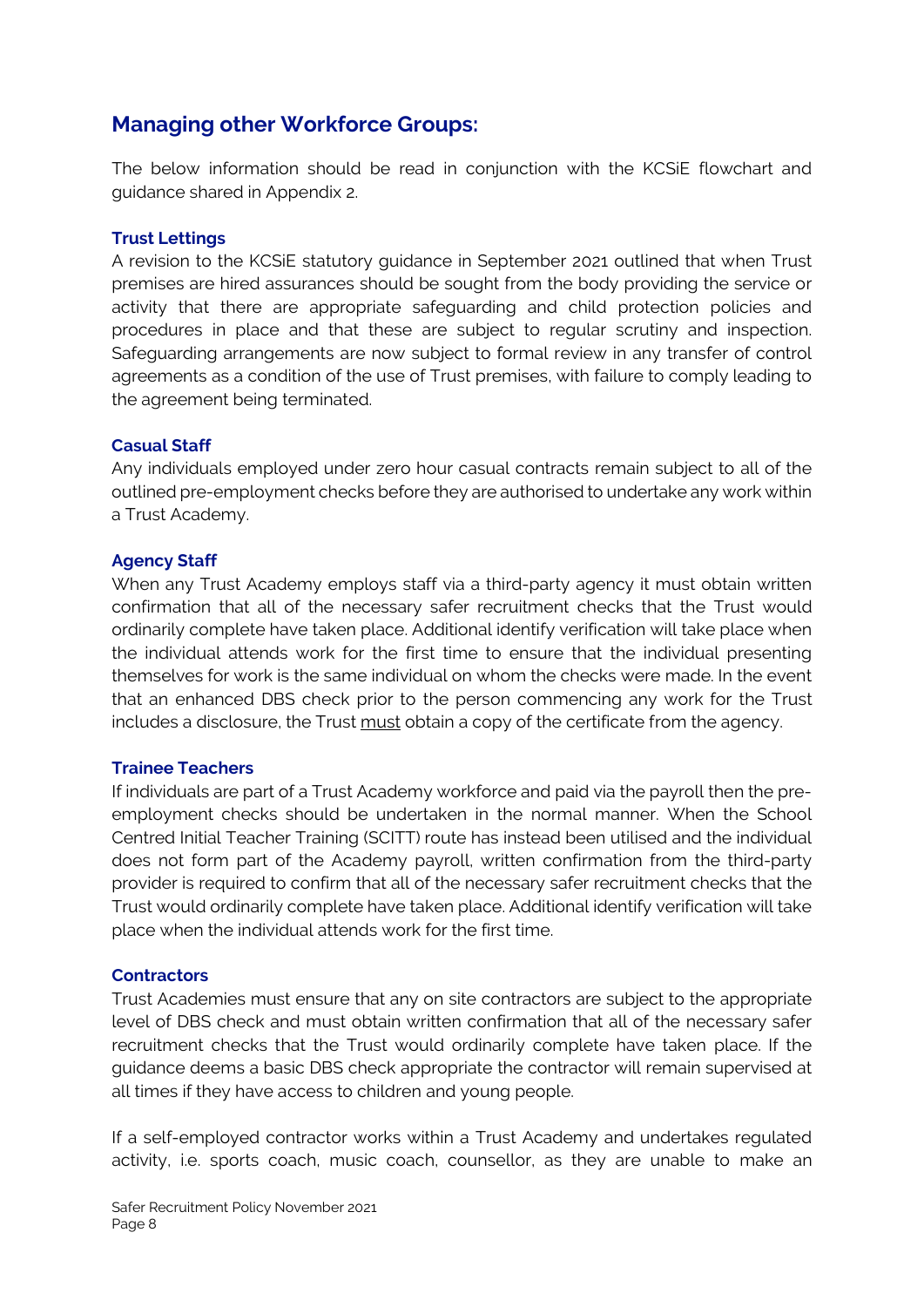## Managing other Workforce Groups:

The below information should be read in conjunction with the KCSiE flowchart and guidance shared in Appendix 2.

### Trust Lettings

A revision to the KCSiE statutory guidance in September 2021 outlined that when Trust premises are hired assurances should be sought from the body providing the service or activity that there are appropriate safeguarding and child protection policies and procedures in place and that these are subject to regular scrutiny and inspection. Safeguarding arrangements are now subject to formal review in any transfer of control agreements as a condition of the use of Trust premises, with failure to comply leading to the agreement being terminated.

### Casual Staff

Any individuals employed under zero hour casual contracts remain subject to all of the outlined pre-employment checks before they are authorised to undertake any work within a Trust Academy.

### Agency Staff

When any Trust Academy employs staff via a third-party agency it must obtain written confirmation that all of the necessary safer recruitment checks that the Trust would ordinarily complete have taken place. Additional identify verification will take place when the individual attends work for the first time to ensure that the individual presenting themselves for work is the same individual on whom the checks were made. In the event that an enhanced DBS check prior to the person commencing any work for the Trust includes a disclosure, the Trust <u>must</u> obtain a copy of the certificate from the agency.

### Trainee Teachers

If individuals are part of a Trust Academy workforce and paid via the payroll then the pre-employment checks should be undertaken in the normal manner. When the School Centred Initial Teacher Training (SCITT) route has instead been utilised and the individual does not form part of the Academy payroll, written confirmation from the third-party provider is required to confirm that all of the necessary safer recruitment checks that the Trust would ordinarily complete have taken place. Additional identify verification will take place when the individual attends work for the first time.

### Contractors

Trust Academies must ensure that any on site contractors are subject to the appropriate level of DBS check and must obtain written confirmation that all of the necessary safer recruitment checks that the Trust would ordinarily complete have taken place. If the guidance deems a basic DBS check appropriate the contractor will remain supervised at all times if they have access to children and young people.

If a self-employed contractor works within a Trust Academy and undertakes regulated activity, i.e. sports coach, music coach, counsellor, as they are unable to make an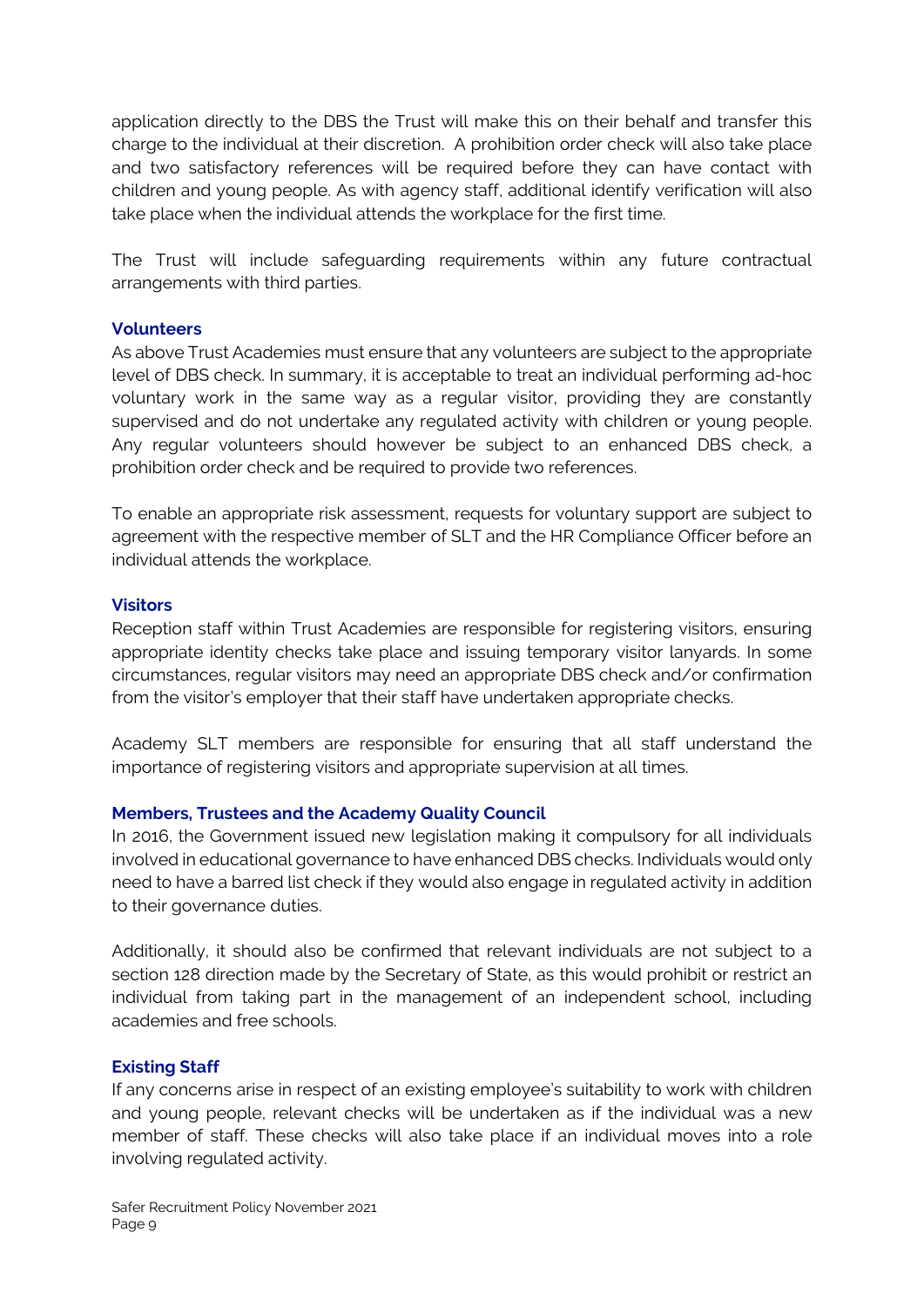application directly to the DBS the Trust will make this on their behalf and transfer this charge to the individual at their discretion. A prohibition order check will also take place and two satisfactory references will be required before they can have contact with children and young people. As with agency staff, additional identify verification will also take place when the individual attends the workplace for the first time.

The Trust will include safeguarding requirements within any future contractual arrangements with third parties.

### Volunteers

As above Trust Academies must ensure that any volunteers are subject to the appropriate level of DBS check. In summary, it is acceptable to treat an individual performing ad-hoc voluntary work in the same way as a regular visitor, providing they are constantly supervised and do not undertake any regulated activity with children or young people. Any regular volunteers should however be subject to an enhanced DBS check, a prohibition order check and be required to provide two references.

To enable an appropriate risk assessment, requests for voluntary support are subject to agreement with the respective member of SLT and the HR Compliance Officer before an individual attends the workplace.

### Visitors

Reception staff within Trust Academies are responsible for registering visitors, ensuring appropriate identity checks take place and issuing temporary visitor lanyards. In some circumstances, regular visitors may need an appropriate DBS check and/or confirmation from the visitor's employer that their staff have undertaken appropriate checks.

Academy SLT members are responsible for ensuring that all staff understand the importance of registering visitors and appropriate supervision at all times.

### Members, Trustees and the Academy Quality Council

In 2016, the Government issued new legislation making it compulsory for all individuals involved in educational governance to have enhanced DBS checks. Individuals would only need to have a barred list check if they would also engage in regulated activity in addition to their governance duties.

Additionally, it should also be confirmed that relevant individuals are not subject to a section 128 direction made by the Secretary of State, as this would prohibit or restrict an individual from taking part in the management of an independent school, including academies and free schools.

### Existing Staff

If any concerns arise in respect of an existing employee's suitability to work with children and young people, relevant checks will be undertaken as if the individual was a new member of staff. These checks will also take place if an individual moves into a role involving regulated activity.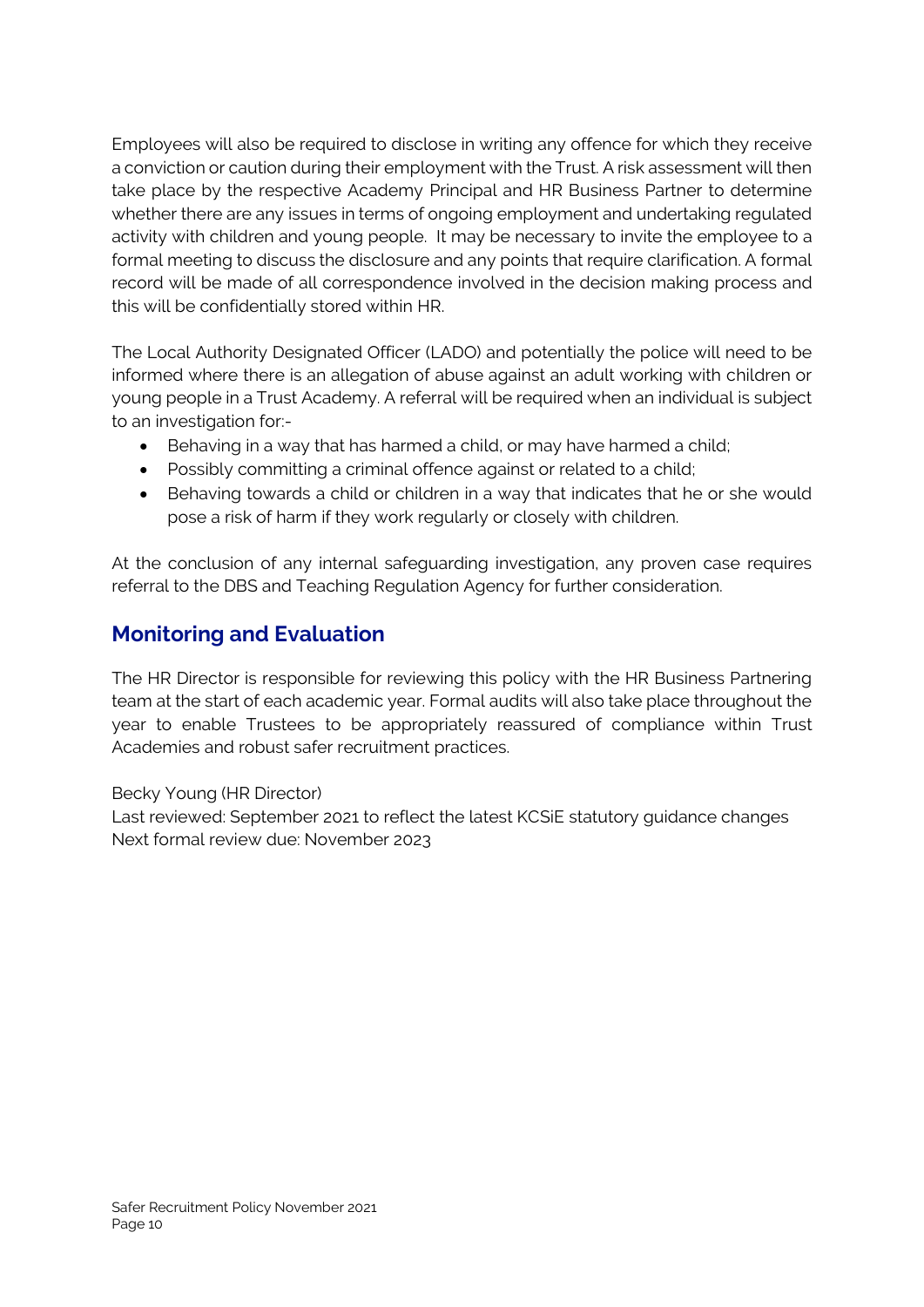Employees will also be required to disclose in writing any offence for which they receive a conviction or caution during their employment with the Trust. A risk assessment will then take place by the respective Academy Principal and HR Business Partner to determine whether there are any issues in terms of ongoing employment and undertaking regulated activity with children and young people. It may be necessary to invite the employee to a formal meeting to discuss the disclosure and any points that require clarification. A formal record will be made of all correspondence involved in the decision making process and this will be confidentially stored within HR.

The Local Authority Designated Officer (LADO) and potentially the police will need to be informed where there is an allegation of abuse against an adult working with children or young people in a Trust Academy. A referral will be required when an individual is subject to an investigation for:-

- Behaving in a way that has harmed a child, or may have harmed a child;
- Possibly committing a criminal offence against or related to a child;
- Behaving towards a child or children in a way that indicates that he or she would pose a risk of harm if they work regularly or closely with children.

At the conclusion of any internal safeguarding investigation, any proven case requires referral to the DBS and Teaching Regulation Agency for further consideration.

## Monitoring and Evaluation

The HR Director is responsible for reviewing this policy with the HR Business Partnering team at the start of each academic year. Formal audits will also take place throughout the year to enable Trustees to be appropriately reassured of compliance within Trust Academies and robust safer recruitment practices.

Becky Young (HR Director)
Last reviewed: September 2021 to reflect the latest KCSiE statutory guidance changes
Next formal review due: November 2023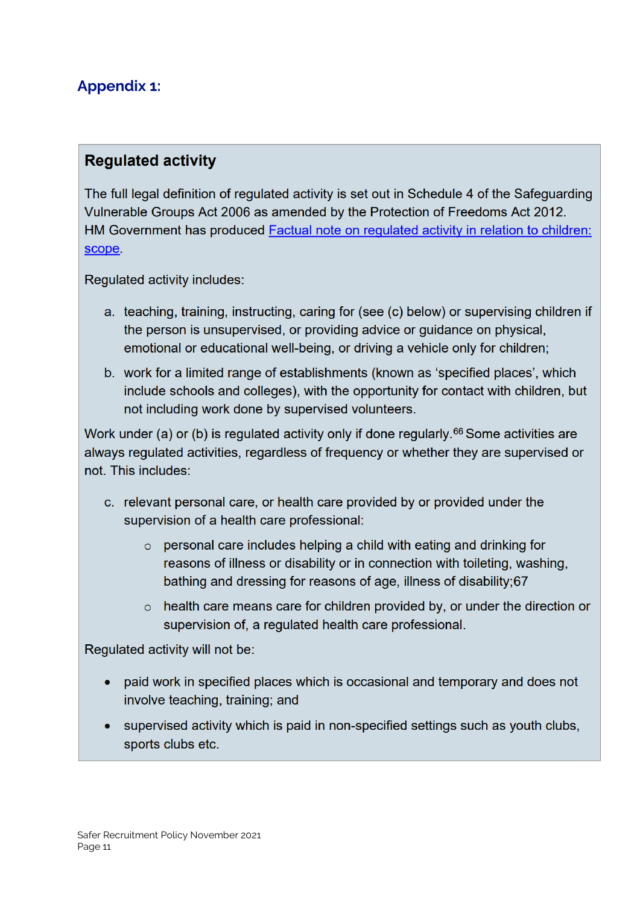## Appendix 1:

### Regulated activity

The full legal definition of regulated activity is set out in Schedule 4 of the Safeguarding Vulnerable Groups Act 2006 as amended by the Protection of Freedoms Act 2012. HM Government has produced [Factual note on regulated activity in relation to children: scope](#).

Regulated activity includes:

a. teaching, training, instructing, caring for (see (c) below) or supervising children if the person is unsupervised, or providing advice or guidance on physical, emotional or educational well-being, or driving a vehicle only for children;

b. work for a limited range of establishments (known as 'specified places', which include schools and colleges), with the opportunity for contact with children, but not including work done by supervised volunteers.

Work under (a) or (b) is regulated activity only if done regularly.[66] Some activities are always regulated activities, regardless of frequency or whether they are supervised or not. This includes:

c. relevant personal care, or health care provided by or provided under the supervision of a health care professional:

   - personal care includes helping a child with eating and drinking for reasons of illness or disability or in connection with toileting, washing, bathing and dressing for reasons of age, illness of disability;67
   - health care means care for children provided by, or under the direction or supervision of, a regulated health care professional.

Regulated activity will not be:

- paid work in specified places which is occasional and temporary and does not involve teaching, training; and
- supervised activity which is paid in non-specified settings such as youth clubs, sports clubs etc.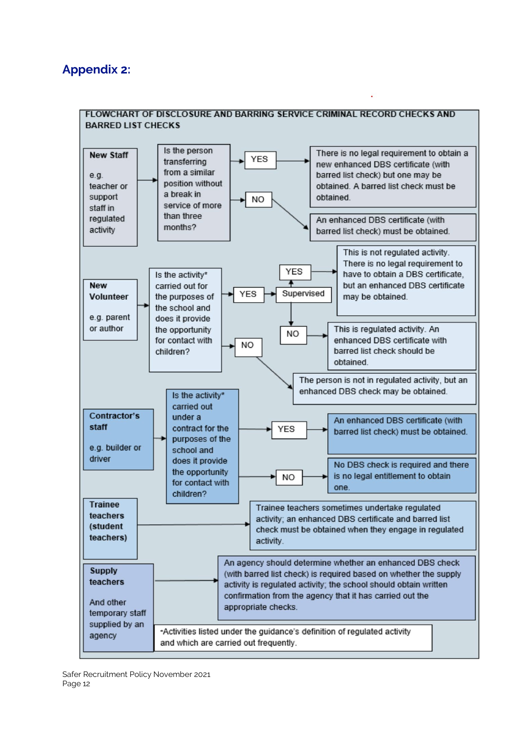## Appendix 2:

**FLOWCHART OF DISCLOSURE AND BARRING SERVICE CRIMINAL RECORD CHECKS AND BARRED LIST CHECKS**

**New Staff**

e.g. teacher or support staff in regulated activity

Is the person transferring from a similar position without a break in service of more than three months?

- YES → There is no legal requirement to obtain a new enhanced DBS certificate (with barred list check) but one may be obtained. A barred list check must be obtained.
- NO → An enhanced DBS certificate (with barred list check) must be obtained.

**New Volunteer**

e.g. parent or author

Is the activity* carried out for the purposes of the school and does it provide the opportunity for contact with children?

- YES → Supervised
  - YES → This is not regulated activity. There is no legal requirement to have to obtain a DBS certificate, but an enhanced DBS certificate may be obtained.
  - NO → This is regulated activity. An enhanced DBS certificate with barred list check should be obtained.
- NO → The person is not in regulated activity, but an enhanced DBS check may be obtained.

**Contractor's staff**

e.g. builder or driver

Is the activity* carried out under a contract for the purposes of the school and does it provide the opportunity for contact with children?

- YES → An enhanced DBS certificate (with barred list check) must be obtained.
- NO → No DBS check is required and there is no legal entitlement to obtain one.

**Trainee teachers (student teachers)**

→ Trainee teachers sometimes undertake regulated activity; an enhanced DBS certificate and barred list check must be obtained when they engage in regulated activity.

**Supply teachers**

And other temporary staff supplied by an agency

→ An agency should determine whether an enhanced DBS check (with barred list check) is required based on whether the supply activity is regulated activity; the school should obtain written confirmation from the agency that it has carried out the appropriate checks.

*Activities listed under the guidance's definition of regulated activity and which are carried out frequently.

Safer Recruitment Policy November 2021